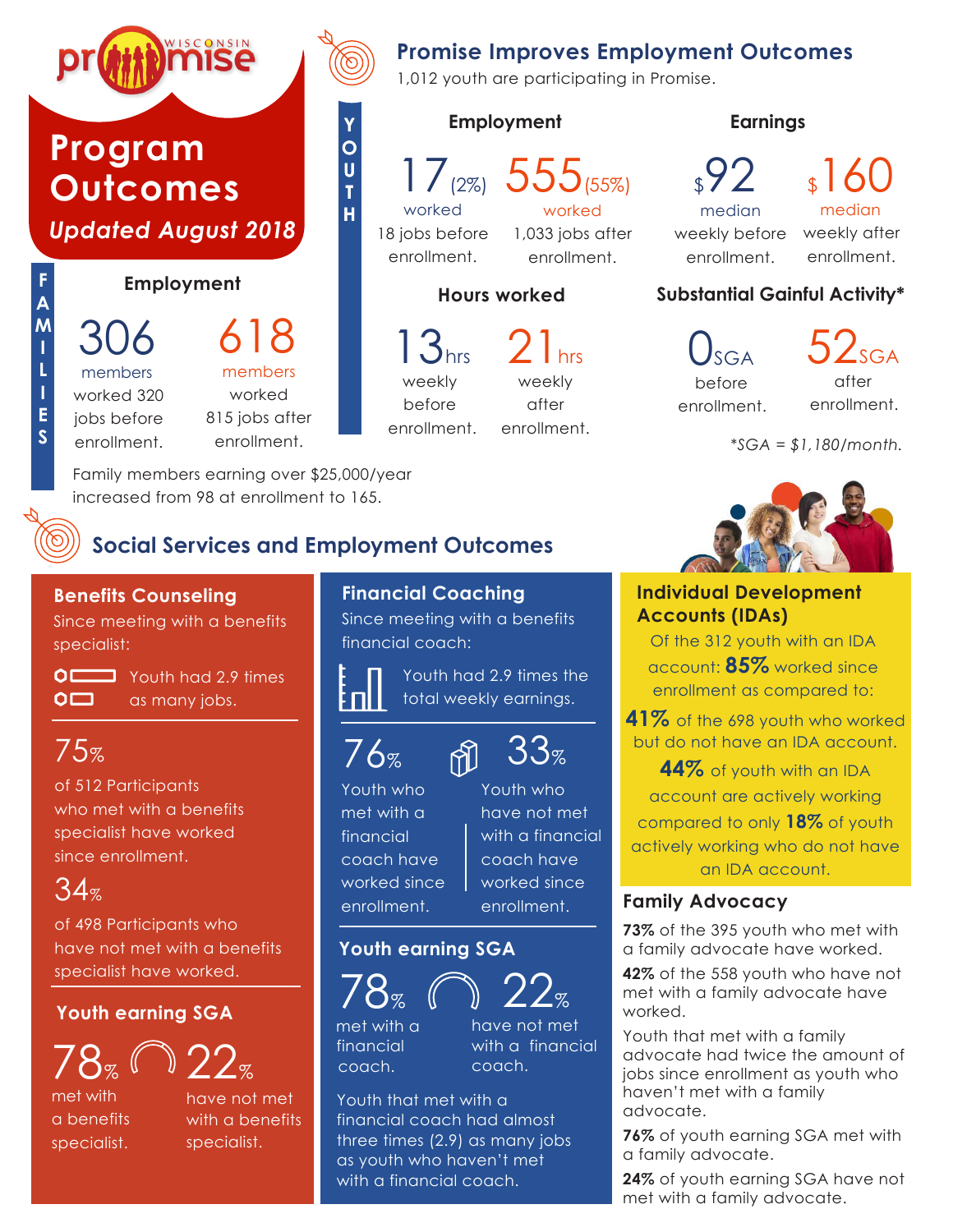# Wisconsin Promise

# Program Outcomes

*Updated August 2018*

## FAMILIES

### Employment

**306** members worked 320 jobs before enrollment.

**618** members worked 815 jobs after enrollment.

Family members earning over $25,000/year increased from 98 at enrollment to 165.

## Promise Improves Employment Outcomes

1,012 youth are participating in Promise.

## YOUTH

### Employment

**17** (2%) worked 18 jobs before enrollment.

**555** (55%) worked 1,033 jobs after enrollment.

### Earnings

**$92** median weekly before enrollment.

**$160** median weekly after enrollment.

### Hours worked

**13 hrs** weekly before enrollment.

**21 hrs** weekly after enrollment.

### Substantial Gainful Activity*

**0 SGA** before enrollment.

**52 SGA** after enrollment.

*SGA = $1,180/month.

## Social Services and Employment Outcomes

### Benefits Counseling

Since meeting with a benefits specialist:

Youth had 2.9 times as many jobs.

**75%** of 512 Participants who met with a benefits specialist have worked since enrollment.

**34%** of 498 Participants who have not met with a benefits specialist have worked.

#### Youth earning SGA

**78%** met with a benefits specialist.

**22%** have not met with a benefits specialist.

### Financial Coaching

Since meeting with a benefits financial coach:

Youth had 2.9 times the total weekly earnings.

**76%** Youth who met with a financial coach have worked since enrollment.

**33%** Youth who have not met with a financial coach have worked since enrollment.

#### Youth earning SGA

**78%** met with a financial coach.

**22%** have not met with a financial coach.

Youth that met with a financial coach had almost three times (2.9) as many jobs as youth who haven't met with a financial coach.

### Individual Development Accounts (IDAs)

Of the 312 youth with an IDA account: **85%** worked since enrollment as compared to:

**41%** of the 698 youth who worked but do not have an IDA account.

**44%** of youth with an IDA account are actively working compared to only **18%** of youth actively working who do not have an IDA account.

### Family Advocacy

**73%** of the 395 youth who met with a family advocate have worked.

**42%** of the 558 youth who have not met with a family advocate have worked.

Youth that met with a family advocate had twice the amount of jobs since enrollment as youth who haven't met with a family advocate.

**76%** of youth earning SGA met with a family advocate.

**24%** of youth earning SGA have not met with a family advocate.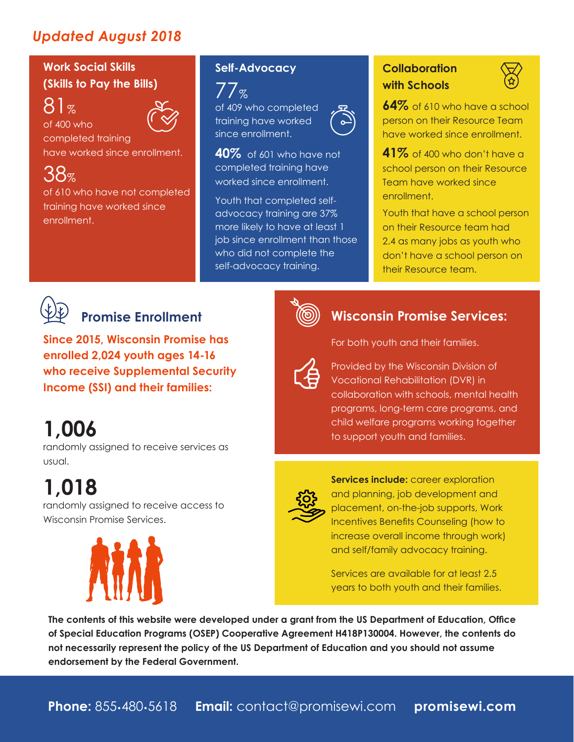*Updated August 2018*

## Work Social Skills (Skills to Pay the Bills)

**81%** of 400 who completed training have worked since enrollment.

**38%** of 610 who have not completed training have worked since enrollment.

## Self-Advocacy

**77%** of 409 who completed training have worked since enrollment.

**40%** of 601 who have not completed training have worked since enrollment.

Youth that completed self-advocacy training are 37% more likely to have at least 1 job since enrollment than those who did not complete the self-advocacy training.

## Collaboration with Schools

**64%** of 610 who have a school person on their Resource Team have worked since enrollment.

**41%** of 400 who don't have a school person on their Resource Team have worked since enrollment.

Youth that have a school person on their Resource team had 2.4 as many jobs as youth who don't have a school person on their Resource team.

## Promise Enrollment

**Since 2015, Wisconsin Promise has enrolled 2,024 youth ages 14-16 who receive Supplemental Security Income (SSI) and their families:**

**1,006**
randomly assigned to receive services as usual.

**1,018**
randomly assigned to receive access to Wisconsin Promise Services.

## Wisconsin Promise Services:

For both youth and their families.

Provided by the Wisconsin Division of Vocational Rehabilitation (DVR) in collaboration with schools, mental health programs, long-term care programs, and child welfare programs working together to support youth and families.

**Services include:** career exploration and planning, job development and placement, on-the-job supports, Work Incentives Benefits Counseling (how to increase overall income through work) and self/family advocacy training.

Services are available for at least 2.5 years to both youth and their families.

**The contents of this website were developed under a grant from the US Department of Education, Office of Special Education Programs (OSEP) Cooperative Agreement H418P130004. However, the contents do not necessarily represent the policy of the US Department of Education and you should not assume endorsement by the Federal Government.**

**Phone:** 855•480•5618 **Email:** contact@promisewi.com **promisewi.com**